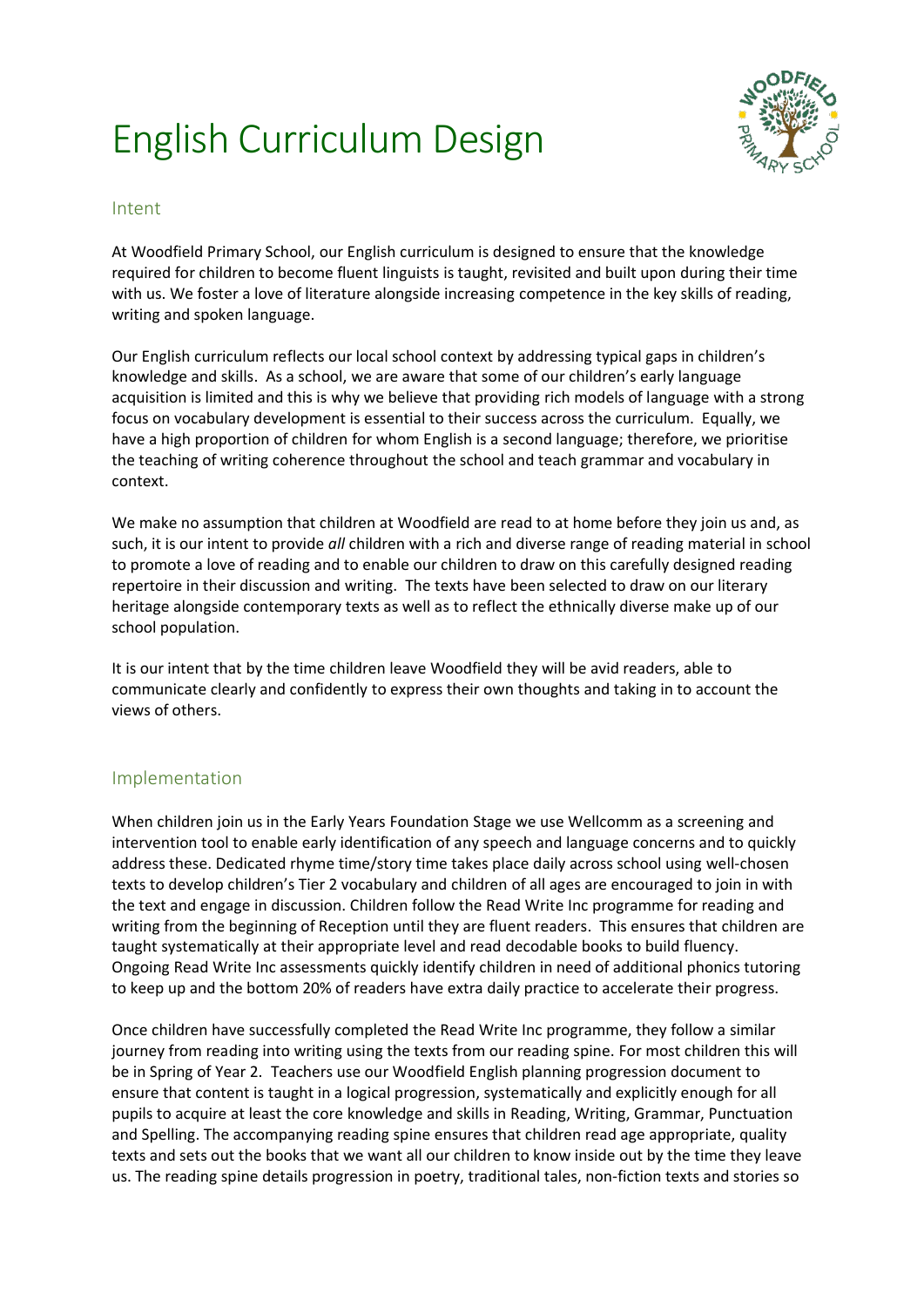# English Curriculum Design

## Intent

At Woodfield Primary School, our English curriculum is designed to ensure that the knowledge required for children to become fluent linguists is taught, revisited and built upon during their time with us. We foster a love of literature alongside increasing competence in the key skills of reading, writing and spoken language.

Our English curriculum reflects our local school context by addressing typical gaps in children's knowledge and skills. As a school, we are aware that some of our children's early language acquisition is limited and this is why we believe that providing rich models of language with a strong focus on vocabulary development is essential to their success across the curriculum. Equally, we have a high proportion of children for whom English is a second language; therefore, we prioritise the teaching of writing coherence throughout the school and teach grammar and vocabulary in context.

We make no assumption that children at Woodfield are read to at home before they join us and, as such, it is our intent to provide *all* children with a rich and diverse range of reading material in school to promote a love of reading and to enable our children to draw on this carefully designed reading repertoire in their discussion and writing. The texts have been selected to draw on our literary heritage alongside contemporary texts as well as to reflect the ethnically diverse make up of our school population.

It is our intent that by the time children leave Woodfield they will be avid readers, able to communicate clearly and confidently to express their own thoughts and taking in to account the views of others.

## Implementation

When children join us in the Early Years Foundation Stage we use Wellcomm as a screening and intervention tool to enable early identification of any speech and language concerns and to quickly address these. Dedicated rhyme time/story time takes place daily across school using well-chosen texts to develop children's Tier 2 vocabulary and children of all ages are encouraged to join in with the text and engage in discussion. Children follow the Read Write Inc programme for reading and writing from the beginning of Reception until they are fluent readers. This ensures that children are taught systematically at their appropriate level and read decodable books to build fluency. Ongoing Read Write Inc assessments quickly identify children in need of additional phonics tutoring to keep up and the bottom 20% of readers have extra daily practice to accelerate their progress.

Once children have successfully completed the Read Write Inc programme, they follow a similar journey from reading into writing using the texts from our reading spine. For most children this will be in Spring of Year 2. Teachers use our Woodfield English planning progression document to ensure that content is taught in a logical progression, systematically and explicitly enough for all pupils to acquire at least the core knowledge and skills in Reading, Writing, Grammar, Punctuation and Spelling. The accompanying reading spine ensures that children read age appropriate, quality texts and sets out the books that we want all our children to know inside out by the time they leave us. The reading spine details progression in poetry, traditional tales, non-fiction texts and stories so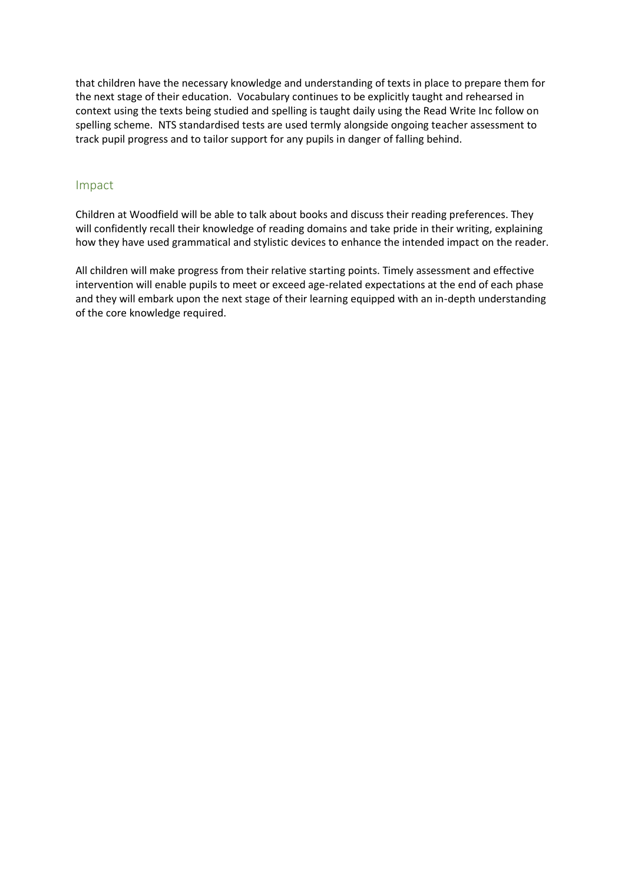that children have the necessary knowledge and understanding of texts in place to prepare them for the next stage of their education. Vocabulary continues to be explicitly taught and rehearsed in context using the texts being studied and spelling is taught daily using the Read Write Inc follow on spelling scheme. NTS standardised tests are used termly alongside ongoing teacher assessment to track pupil progress and to tailor support for any pupils in danger of falling behind.

## Impact

Children at Woodfield will be able to talk about books and discuss their reading preferences. They will confidently recall their knowledge of reading domains and take pride in their writing, explaining how they have used grammatical and stylistic devices to enhance the intended impact on the reader.

All children will make progress from their relative starting points. Timely assessment and effective intervention will enable pupils to meet or exceed age-related expectations at the end of each phase and they will embark upon the next stage of their learning equipped with an in-depth understanding of the core knowledge required.